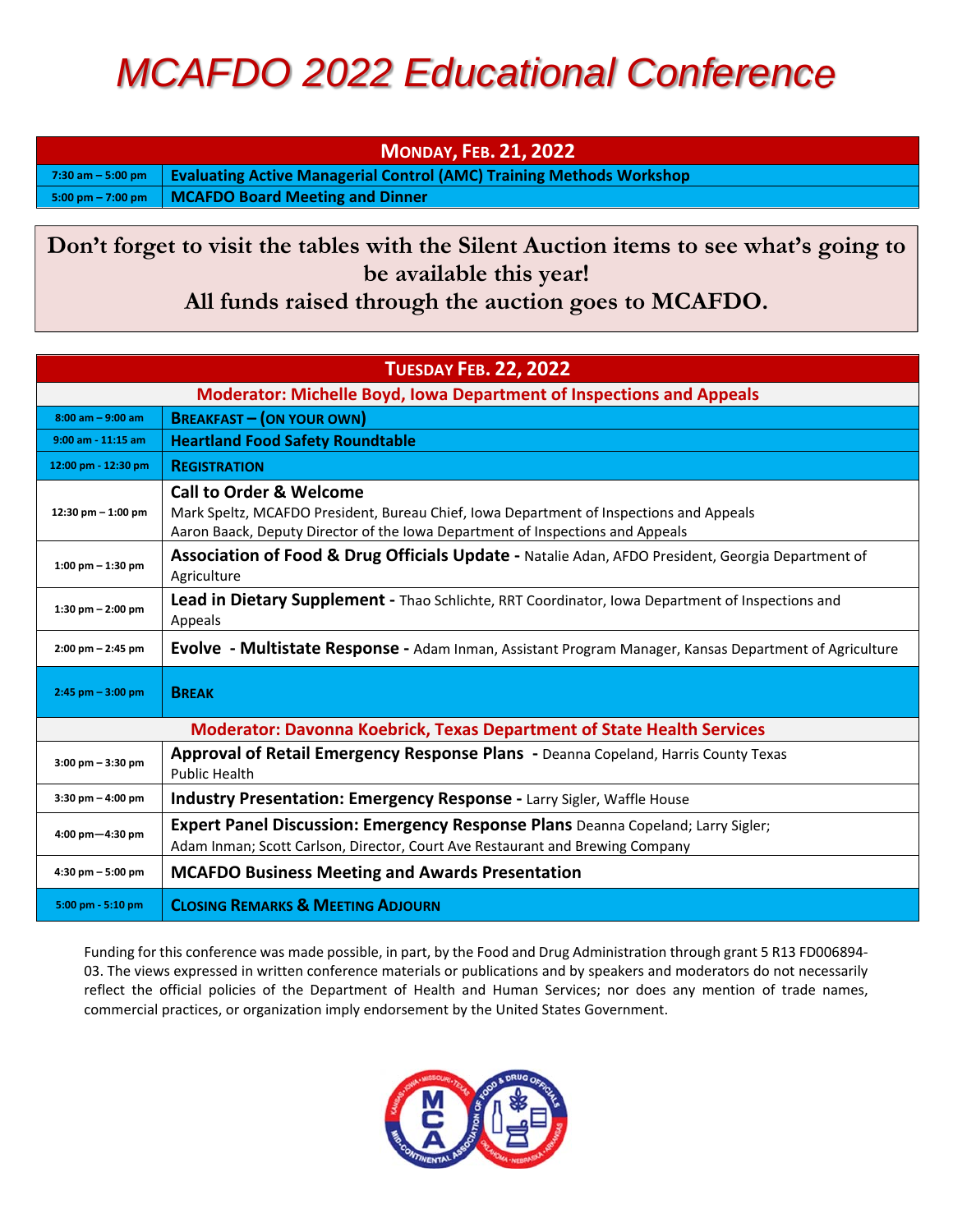# MCAFDO 2022 Educational Conference

| MONDAY, FEB. 21, 2022 | |
|---|---|
| 7:30 am – 5:00 pm | **Evaluating Active Managerial Control (AMC) Training Methods Workshop** |
| 5:00 pm – 7:00 pm | **MCAFDO Board Meeting and Dinner** |

**Don't forget to visit the tables with the Silent Auction items to see what's going to be available this year!**
**All funds raised through the auction goes to MCAFDO.**

| TUESDAY FEB. 22, 2022 | |
|---|---|
| **Moderator: Michelle Boyd, Iowa Department of Inspections and Appeals** | |
| 8:00 am – 9:00 am | **BREAKFAST – (ON YOUR OWN)** |
| 9:00 am - 11:15 am | **Heartland Food Safety Roundtable** |
| 12:00 pm - 12:30 pm | **REGISTRATION** |
| 12:30 pm – 1:00 pm | **Call to Order & Welcome**<br>Mark Speltz, MCAFDO President, Bureau Chief, Iowa Department of Inspections and Appeals<br>Aaron Baack, Deputy Director of the Iowa Department of Inspections and Appeals |
| 1:00 pm – 1:30 pm | **Association of Food & Drug Officials Update -** Natalie Adan, AFDO President, Georgia Department of Agriculture |
| 1:30 pm – 2:00 pm | **Lead in Dietary Supplement -** Thao Schlichte, RRT Coordinator, Iowa Department of Inspections and Appeals |
| 2:00 pm – 2:45 pm | **Evolve - Multistate Response -** Adam Inman, Assistant Program Manager, Kansas Department of Agriculture |
| 2:45 pm – 3:00 pm | **BREAK** |
| **Moderator: Davonna Koebrick, Texas Department of State Health Services** | |
| 3:00 pm – 3:30 pm | **Approval of Retail Emergency Response Plans -** Deanna Copeland, Harris County Texas Public Health |
| 3:30 pm – 4:00 pm | **Industry Presentation: Emergency Response -** Larry Sigler, Waffle House |
| 4:00 pm—4:30 pm | **Expert Panel Discussion: Emergency Response Plans** Deanna Copeland; Larry Sigler; Adam Inman; Scott Carlson, Director, Court Ave Restaurant and Brewing Company |
| 4:30 pm – 5:00 pm | **MCAFDO Business Meeting and Awards Presentation** |
| 5:00 pm - 5:10 pm | **CLOSING REMARKS & MEETING ADJOURN** |

Funding for this conference was made possible, in part, by the Food and Drug Administration through grant 5 R13 FD006894-03. The views expressed in written conference materials or publications and by speakers and moderators do not necessarily reflect the official policies of the Department of Health and Human Services; nor does any mention of trade names, commercial practices, or organization imply endorsement by the United States Government.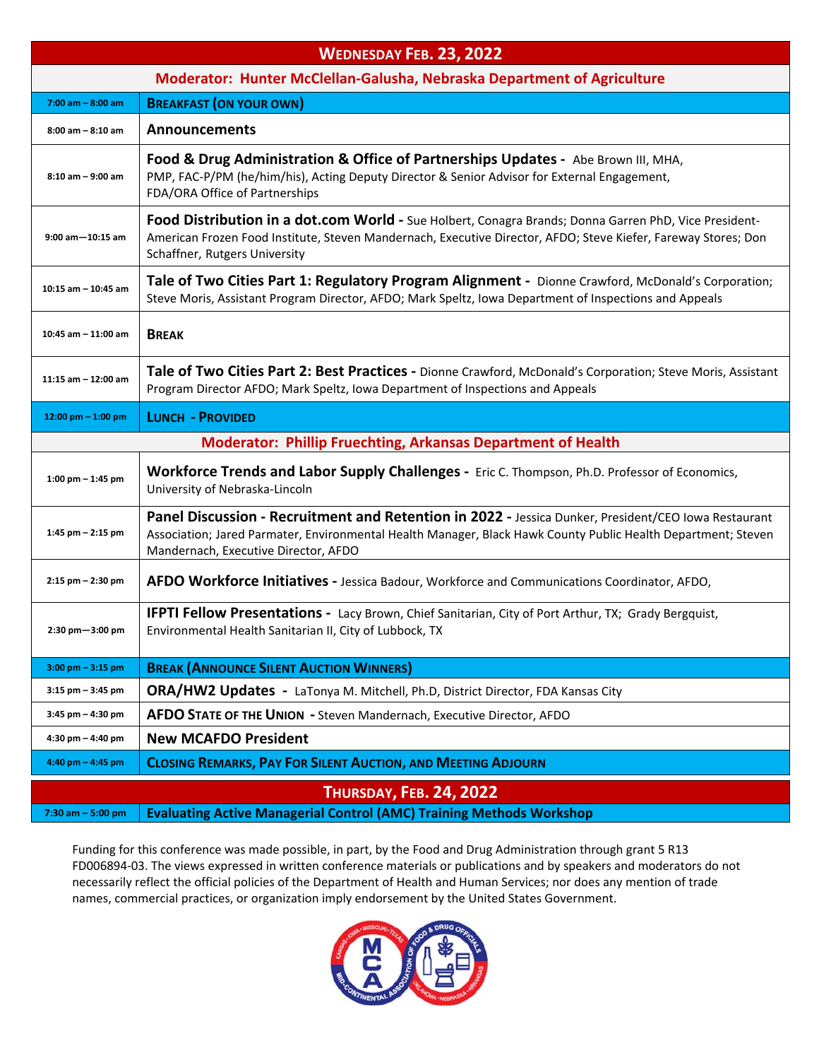| Wednesday Feb. 23, 2022 | |
|---|---|
| **Moderator: Hunter McClellan-Galusha, Nebraska Department of Agriculture** | |
| 7:00 am – 8:00 am | **Breakfast (on your own)** |
| 8:00 am – 8:10 am | **Announcements** |
| 8:10 am – 9:00 am | **Food & Drug Administration & Office of Partnerships Updates -** Abe Brown III, MHA, PMP, FAC-P/PM (he/him/his), Acting Deputy Director & Senior Advisor for External Engagement, FDA/ORA Office of Partnerships |
| 9:00 am—10:15 am | **Food Distribution in a dot.com World -** Sue Holbert, Conagra Brands; Donna Garren PhD, Vice President-American Frozen Food Institute, Steven Mandernach, Executive Director, AFDO; Steve Kiefer, Fareway Stores; Don Schaffner, Rutgers University |
| 10:15 am – 10:45 am | **Tale of Two Cities Part 1: Regulatory Program Alignment -** Dionne Crawford, McDonald's Corporation; Steve Moris, Assistant Program Director, AFDO; Mark Speltz, Iowa Department of Inspections and Appeals |
| 10:45 am – 11:00 am | **Break** |
| 11:15 am – 12:00 am | **Tale of Two Cities Part 2: Best Practices -** Dionne Crawford, McDonald's Corporation; Steve Moris, Assistant Program Director AFDO; Mark Speltz, Iowa Department of Inspections and Appeals |
| 12:00 pm – 1:00 pm | **Lunch - Provided** |
| **Moderator: Phillip Fruechting, Arkansas Department of Health** | |
| 1:00 pm – 1:45 pm | **Workforce Trends and Labor Supply Challenges -** Eric C. Thompson, Ph.D. Professor of Economics, University of Nebraska-Lincoln |
| 1:45 pm – 2:15 pm | **Panel Discussion - Recruitment and Retention in 2022 -** Jessica Dunker, President/CEO Iowa Restaurant Association; Jared Parmater, Environmental Health Manager, Black Hawk County Public Health Department; Steven Mandernach, Executive Director, AFDO |
| 2:15 pm – 2:30 pm | **AFDO Workforce Initiatives -** Jessica Badour, Workforce and Communications Coordinator, AFDO, |
| 2:30 pm—3:00 pm | **IFPTI Fellow Presentations -** Lacy Brown, Chief Sanitarian, City of Port Arthur, TX; Grady Bergquist, Environmental Health Sanitarian II, City of Lubbock, TX |
| 3:00 pm – 3:15 pm | **Break (Announce Silent Auction Winners)** |
| 3:15 pm – 3:45 pm | **ORA/HW2 Updates -** LaTonya M. Mitchell, Ph.D, District Director, FDA Kansas City |
| 3:45 pm – 4:30 pm | **AFDO State of the Union -** Steven Mandernach, Executive Director, AFDO |
| 4:30 pm – 4:40 pm | **New MCAFDO President** |
| 4:40 pm – 4:45 pm | **Closing Remarks, Pay For Silent Auction, and Meeting Adjourn** |

| Thursday, Feb. 24, 2022 | |
|---|---|
| 7:30 am – 5:00 pm | **Evaluating Active Managerial Control (AMC) Training Methods Workshop** |

Funding for this conference was made possible, in part, by the Food and Drug Administration through grant 5 R13 FD006894-03. The views expressed in written conference materials or publications and by speakers and moderators do not necessarily reflect the official policies of the Department of Health and Human Services; nor does any mention of trade names, commercial practices, or organization imply endorsement by the United States Government.